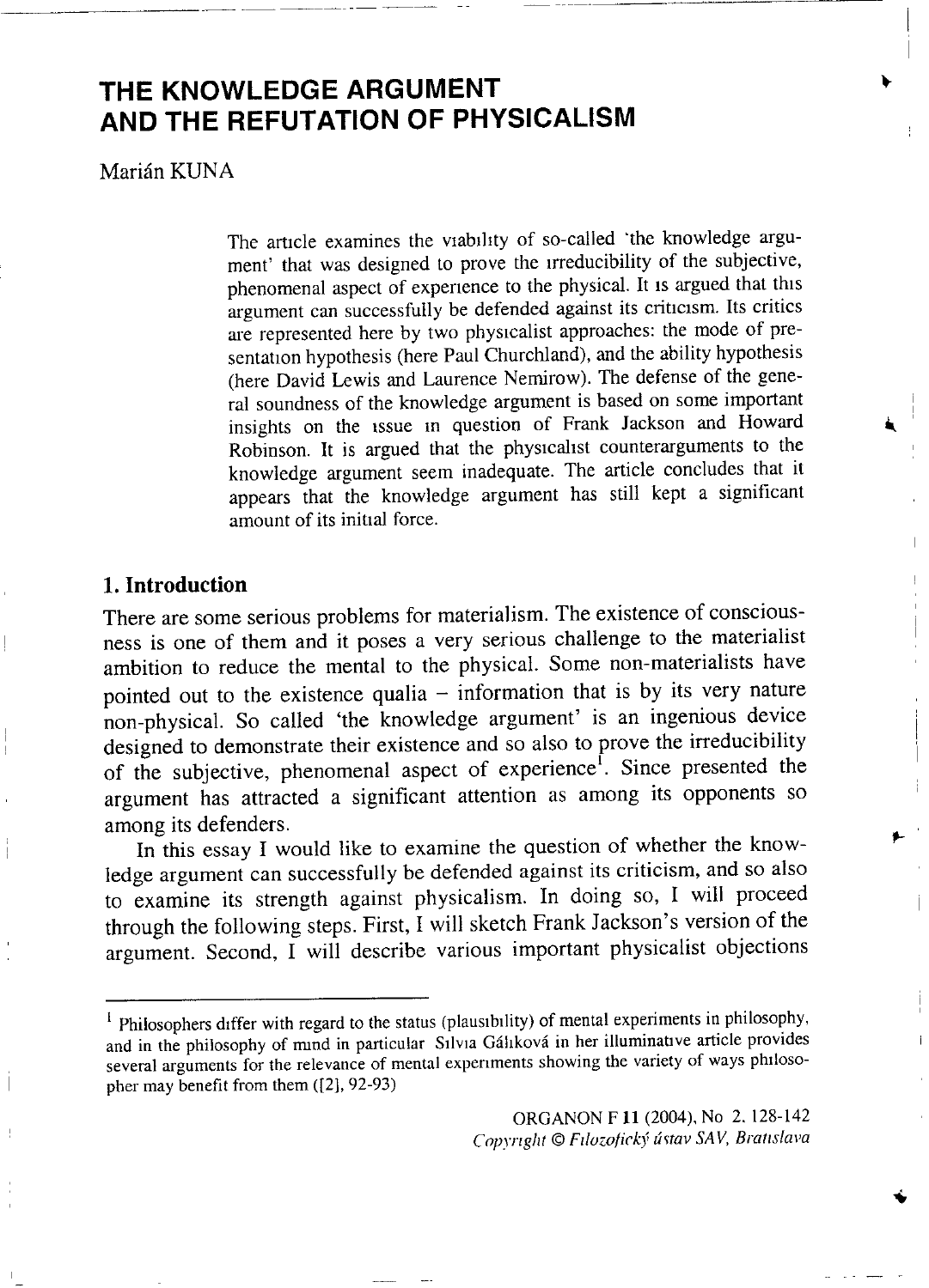# THE KNOWLEDGE ARGUMENT AND THE REFUTATION OF PHYSICALISM

Marián KUNA

The article examines the viability of so-called 'the knowledge argument' that was designed to prove the irreducibility of the subjective, phenomenal aspect of experience to the physical. It is argued that this argument can successfully be defended against its criticism. Its critics are represented here by two physicalist approaches: the mode of presentation hypothesis (here Paul Churchland), and the ability hypothesis (here David Lewis and Laurence Nemirow). The defense of the general soundness of the knowledge argument is based on some important insights on the issue in question of Frank Jackson and Howard Robinson. It is argued that the physicalist counterarguments to the knowledge argument seem inadequate. The article concludes that it appears that the knowledge argument has still kept a significant amount of its initial force.

## 1. Introduction

There are some serious problems for materialism. The existence of consciousness is one of them and it poses a very serious challenge to the materialist ambition to reduce the mental to the physical. Some non-materialists have pointed out to the existence qualia – information that is by its very nature non-physical. So called 'the knowledge argument' is an ingenious device designed to demonstrate their existence and so also to prove the irreducibility of the subjective, phenomenal aspect of experience[1]. Since presented the argument has attracted a significant attention as among its opponents so among its defenders.

In this essay I would like to examine the question of whether the knowledge argument can successfully be defended against its criticism, and so also to examine its strength against physicalism. In doing so, I will proceed through the following steps. First, I will sketch Frank Jackson's version of the argument. Second, I will describe various important physicalist objections

[1] Philosophers differ with regard to the status (plausibility) of mental experiments in philosophy, and in the philosophy of mind in particular Silvia Gáliková in her illuminative article provides several arguments for the relevance of mental experiments showing the variety of ways philosopher may benefit from them ([2], 92-93)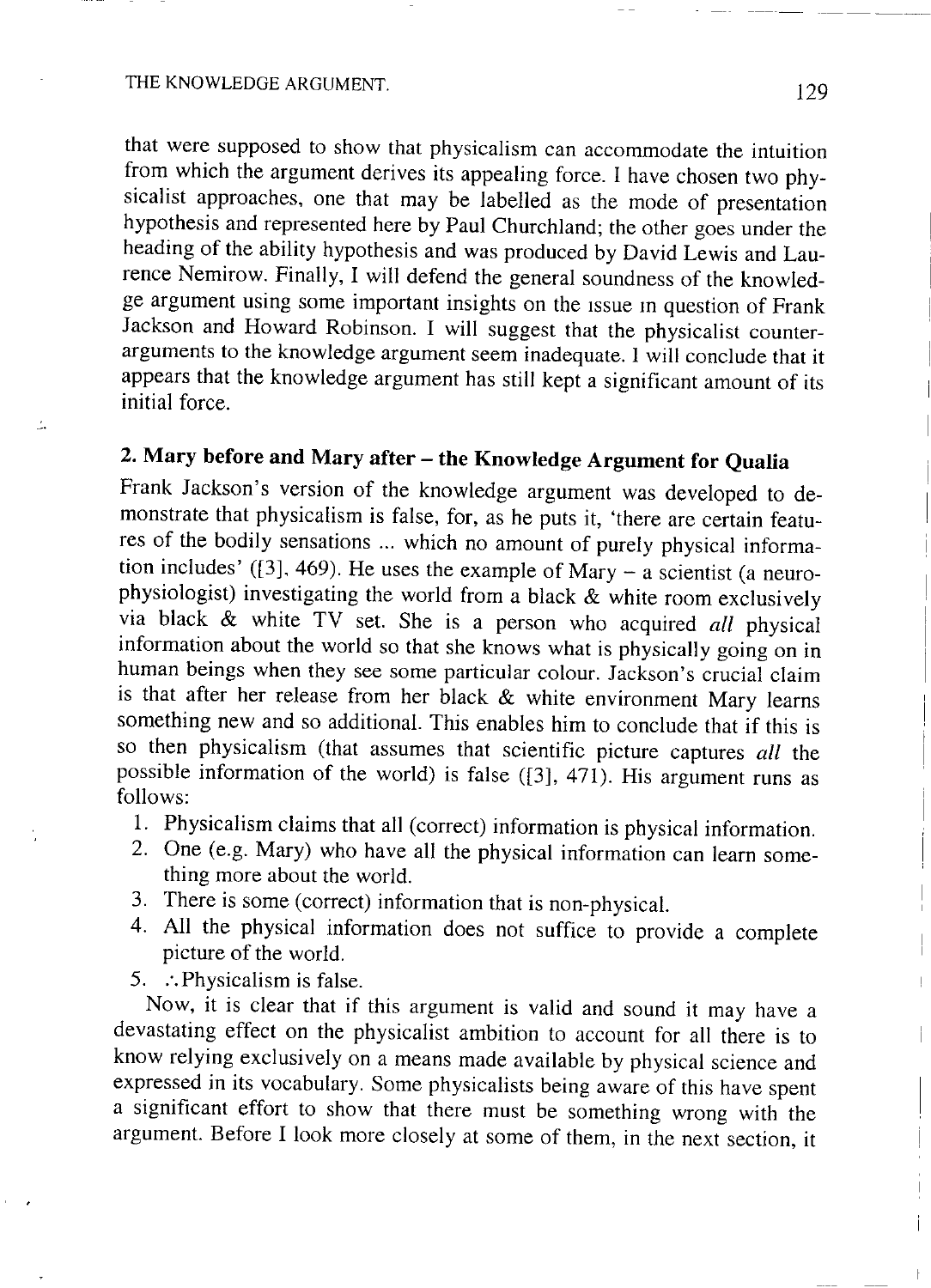that were supposed to show that physicalism can accommodate the intuition from which the argument derives its appealing force. I have chosen two physicalist approaches, one that may be labelled as the mode of presentation hypothesis and represented here by Paul Churchland; the other goes under the heading of the ability hypothesis and was produced by David Lewis and Laurence Nemirow. Finally, I will defend the general soundness of the knowledge argument using some important insights on the issue in question of Frank Jackson and Howard Robinson. I will suggest that the physicalist counterarguments to the knowledge argument seem inadequate. I will conclude that it appears that the knowledge argument has still kept a significant amount of its initial force.

## 2. Mary before and Mary after – the Knowledge Argument for Qualia

Frank Jackson's version of the knowledge argument was developed to demonstrate that physicalism is false, for, as he puts it, 'there are certain features of the bodily sensations ... which no amount of purely physical information includes' ([3], 469). He uses the example of Mary – a scientist (a neurophysiologist) investigating the world from a black & white room exclusively via black & white TV set. She is a person who acquired *all* physical information about the world so that she knows what is physically going on in human beings when they see some particular colour. Jackson's crucial claim is that after her release from her black & white environment Mary learns something new and so additional. This enables him to conclude that if this is so then physicalism (that assumes that scientific picture captures *all* the possible information of the world) is false ([3], 471). His argument runs as follows:

1. Physicalism claims that all (correct) information is physical information.
2. One (e.g. Mary) who have all the physical information can learn something more about the world.
3. There is some (correct) information that is non-physical.
4. All the physical information does not suffice to provide a complete picture of the world.
5. ∴Physicalism is false.

Now, it is clear that if this argument is valid and sound it may have a devastating effect on the physicalist ambition to account for all there is to know relying exclusively on a means made available by physical science and expressed in its vocabulary. Some physicalists being aware of this have spent a significant effort to show that there must be something wrong with the argument. Before I look more closely at some of them, in the next section, it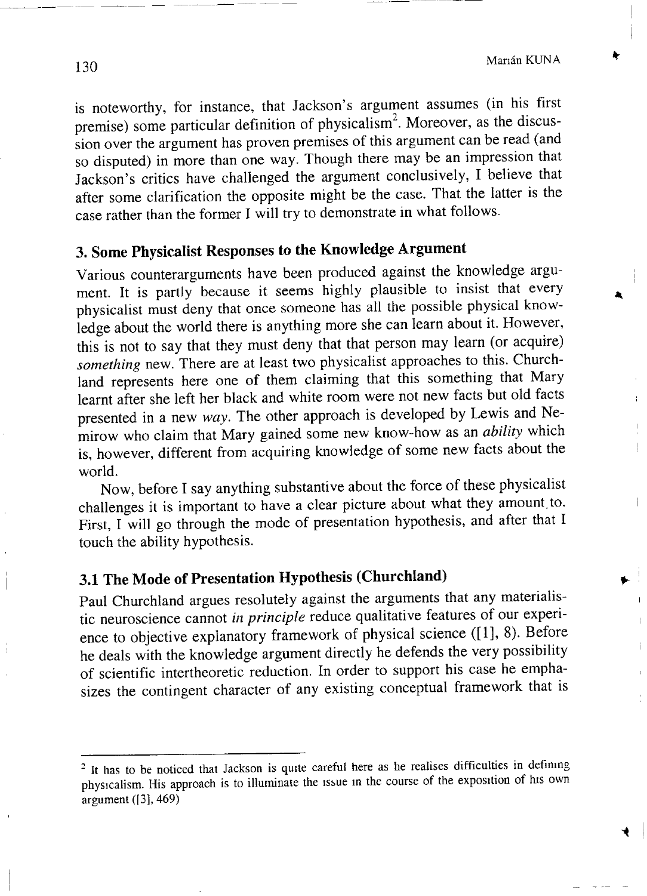is noteworthy, for instance, that Jackson's argument assumes (in his first premise) some particular definition of physicalism[2]. Moreover, as the discussion over the argument has proven premises of this argument can be read (and so disputed) in more than one way. Though there may be an impression that Jackson's critics have challenged the argument conclusively, I believe that after some clarification the opposite might be the case. That the latter is the case rather than the former I will try to demonstrate in what follows.

## 3. Some Physicalist Responses to the Knowledge Argument

Various counterarguments have been produced against the knowledge argument. It is partly because it seems highly plausible to insist that every physicalist must deny that once someone has all the possible physical knowledge about the world there is anything more she can learn about it. However, this is not to say that they must deny that that person may learn (or acquire) *something* new. There are at least two physicalist approaches to this. Churchland represents here one of them claiming that this something that Mary learnt after she left her black and white room were not new facts but old facts presented in a new *way*. The other approach is developed by Lewis and Nemirow who claim that Mary gained some new know-how as an *ability* which is, however, different from acquiring knowledge of some new facts about the world.

Now, before I say anything substantive about the force of these physicalist challenges it is important to have a clear picture about what they amount to. First, I will go through the mode of presentation hypothesis, and after that I touch the ability hypothesis.

### 3.1 The Mode of Presentation Hypothesis (Churchland)

Paul Churchland argues resolutely against the arguments that any materialistic neuroscience cannot *in principle* reduce qualitative features of our experience to objective explanatory framework of physical science ([1], 8). Before he deals with the knowledge argument directly he defends the very possibility of scientific intertheoretic reduction. In order to support his case he emphasizes the contingent character of any existing conceptual framework that is

---

[2] It has to be noticed that Jackson is quite careful here as he realises difficulties in defining physicalism. His approach is to illuminate the issue in the course of the exposition of his own argument ([3], 469)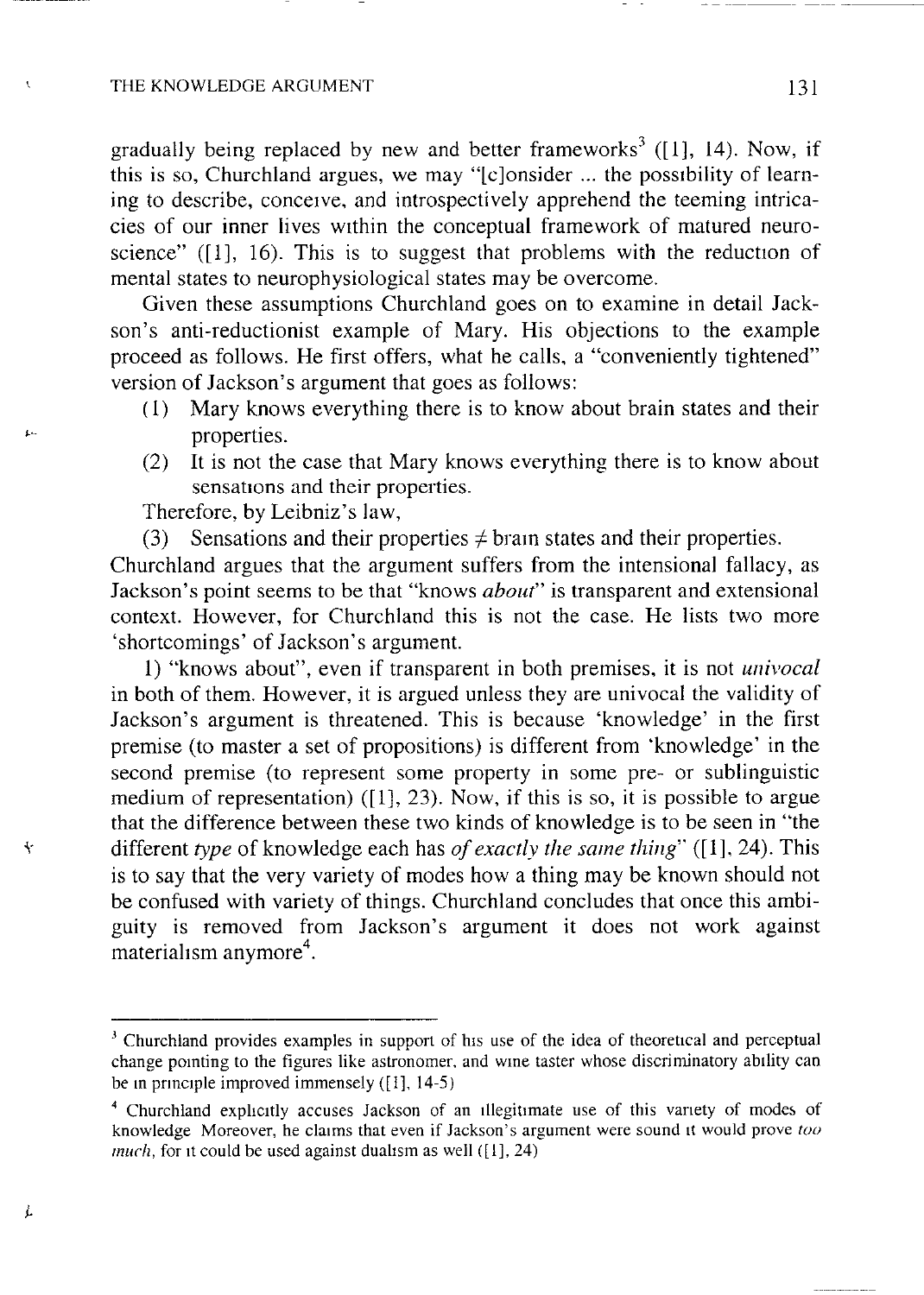gradually being replaced by new and better frameworks[3] ([1], 14). Now, if this is so, Churchland argues, we may "[c]onsider ... the possibility of learning to describe, conceive, and introspectively apprehend the teeming intricacies of our inner lives within the conceptual framework of matured neuroscience" ([1], 16). This is to suggest that problems with the reduction of mental states to neurophysiological states may be overcome.

Given these assumptions Churchland goes on to examine in detail Jackson's anti-reductionist example of Mary. His objections to the example proceed as follows. He first offers, what he calls, a "conveniently tightened" version of Jackson's argument that goes as follows:

(1) Mary knows everything there is to know about brain states and their properties.

(2) It is not the case that Mary knows everything there is to know about sensations and their properties.

Therefore, by Leibniz's law,

(3) Sensations and their properties $\neq$ brain states and their properties.

Churchland argues that the argument suffers from the intensional fallacy, as Jackson's point seems to be that "knows *about*" is transparent and extensional context. However, for Churchland this is not the case. He lists two more 'shortcomings' of Jackson's argument.

1) "knows about", even if transparent in both premises, it is not *univocal* in both of them. However, it is argued unless they are univocal the validity of Jackson's argument is threatened. This is because 'knowledge' in the first premise (to master a set of propositions) is different from 'knowledge' in the second premise (to represent some property in some pre- or sublinguistic medium of representation) ([1], 23). Now, if this is so, it is possible to argue that the difference between these two kinds of knowledge is to be seen in "the different *type* of knowledge each has *of exactly the same thing*" ([1], 24). This is to say that the very variety of modes how a thing may be known should not be confused with variety of things. Churchland concludes that once this ambiguity is removed from Jackson's argument it does not work against materialism anymore[4].

---

[3] Churchland provides examples in support of his use of the idea of theoretical and perceptual change pointing to the figures like astronomer, and wine taster whose discriminatory ability can be in principle improved immensely ([1], 14-5)

[4] Churchland explicitly accuses Jackson of an illegitimate use of this variety of modes of knowledge Moreover, he claims that even if Jackson's argument were sound it would prove *too much*, for it could be used against dualism as well ([1], 24)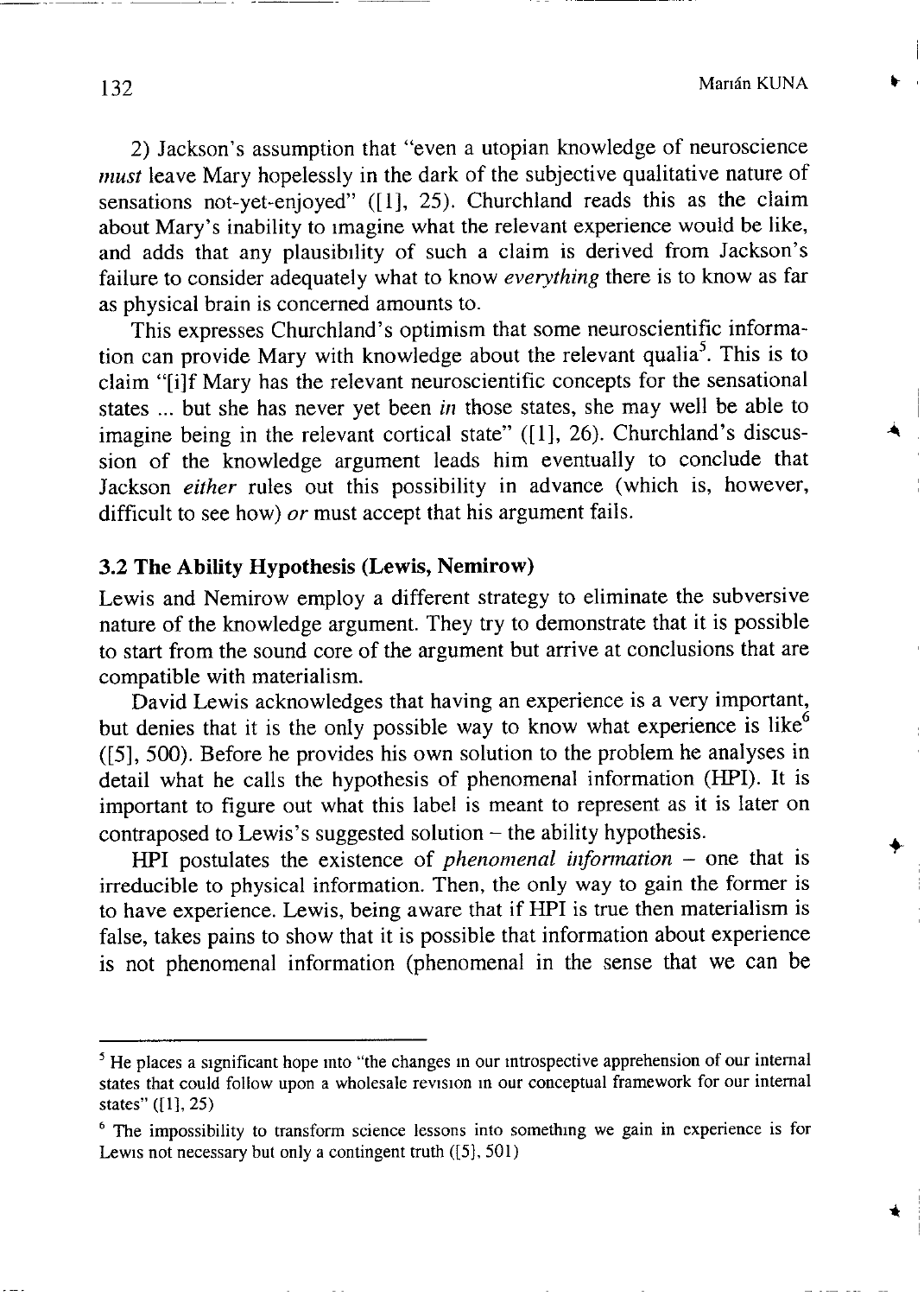2) Jackson's assumption that "even a utopian knowledge of neuroscience *must* leave Mary hopelessly in the dark of the subjective qualitative nature of sensations not-yet-enjoyed" ([1], 25). Churchland reads this as the claim about Mary's inability to imagine what the relevant experience would be like, and adds that any plausibility of such a claim is derived from Jackson's failure to consider adequately what to know *everything* there is to know as far as physical brain is concerned amounts to.

This expresses Churchland's optimism that some neuroscientific information can provide Mary with knowledge about the relevant qualia[5]. This is to claim "[i]f Mary has the relevant neuroscientific concepts for the sensational states ... but she has never yet been *in* those states, she may well be able to imagine being in the relevant cortical state" ([1], 26). Churchland's discussion of the knowledge argument leads him eventually to conclude that Jackson *either* rules out this possibility in advance (which is, however, difficult to see how) *or* must accept that his argument fails.

### 3.2 The Ability Hypothesis (Lewis, Nemirow)

Lewis and Nemirow employ a different strategy to eliminate the subversive nature of the knowledge argument. They try to demonstrate that it is possible to start from the sound core of the argument but arrive at conclusions that are compatible with materialism.

David Lewis acknowledges that having an experience is a very important, but denies that it is the only possible way to know what experience is like[6] ([5], 500). Before he provides his own solution to the problem he analyses in detail what he calls the hypothesis of phenomenal information (HPI). It is important to figure out what this label is meant to represent as it is later on contraposed to Lewis's suggested solution – the ability hypothesis.

HPI postulates the existence of *phenomenal information* – one that is irreducible to physical information. Then, the only way to gain the former is to have experience. Lewis, being aware that if HPI is true then materialism is false, takes pains to show that it is possible that information about experience is not phenomenal information (phenomenal in the sense that we can be

---

[5] He places a significant hope into "the changes in our introspective apprehension of our internal states that could follow upon a wholesale revision in our conceptual framework for our internal states" ([1], 25)

[6] The impossibility to transform science lessons into something we gain in experience is for Lewis not necessary but only a contingent truth ([5], 501)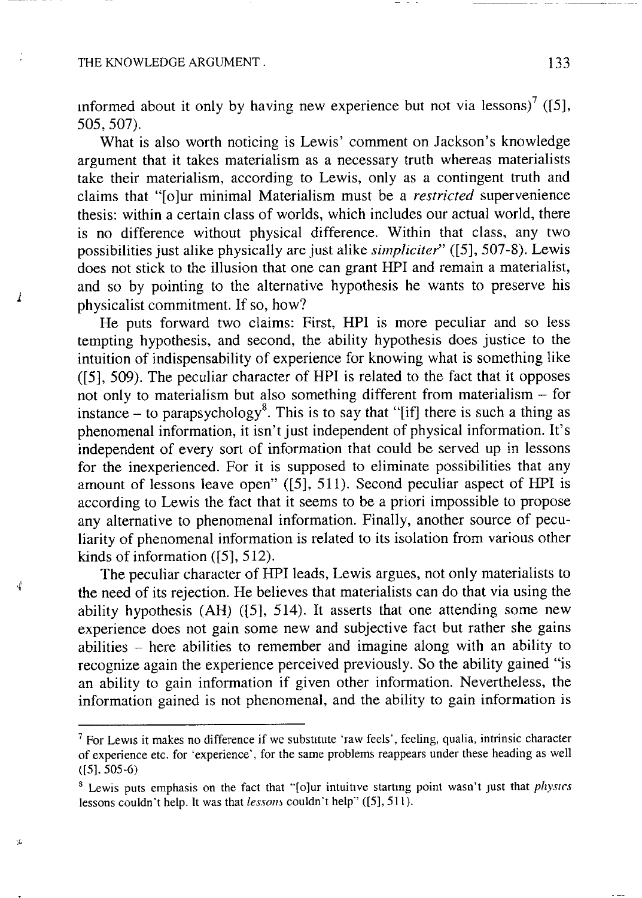informed about it only by having new experience but not via lessons)[7] ([5], 505, 507).

What is also worth noticing is Lewis' comment on Jackson's knowledge argument that it takes materialism as a necessary truth whereas materialists take their materialism, according to Lewis, only as a contingent truth and claims that "[o]ur minimal Materialism must be a *restricted* supervenience thesis: within a certain class of worlds, which includes our actual world, there is no difference without physical difference. Within that class, any two possibilities just alike physically are just alike *simpliciter*" ([5], 507-8). Lewis does not stick to the illusion that one can grant HPI and remain a materialist, and so by pointing to the alternative hypothesis he wants to preserve his physicalist commitment. If so, how?

He puts forward two claims: First, HPI is more peculiar and so less tempting hypothesis, and second, the ability hypothesis does justice to the intuition of indispensability of experience for knowing what is something like ([5], 509). The peculiar character of HPI is related to the fact that it opposes not only to materialism but also something different from materialism – for instance – to parapsychology[8]. This is to say that "[if] there is such a thing as phenomenal information, it isn't just independent of physical information. It's independent of every sort of information that could be served up in lessons for the inexperienced. For it is supposed to eliminate possibilities that any amount of lessons leave open" ([5], 511). Second peculiar aspect of HPI is according to Lewis the fact that it seems to be a priori impossible to propose any alternative to phenomenal information. Finally, another source of peculiarity of phenomenal information is related to its isolation from various other kinds of information ([5], 512).

The peculiar character of HPI leads, Lewis argues, not only materialists to the need of its rejection. He believes that materialists can do that via using the ability hypothesis (AH) ([5], 514). It asserts that one attending some new experience does not gain some new and subjective fact but rather she gains abilities – here abilities to remember and imagine along with an ability to recognize again the experience perceived previously. So the ability gained "is an ability to gain information if given other information. Nevertheless, the information gained is not phenomenal, and the ability to gain information is

---

[7] For Lewis it makes no difference if we substitute 'raw feels', feeling, qualia, intrinsic character of experience etc. for 'experience', for the same problems reappears under these heading as well ([5], 505-6)

[8] Lewis puts emphasis on the fact that "[o]ur intuitive starting point wasn't just that *physics* lessons couldn't help. It was that *lessons* couldn't help" ([5], 511).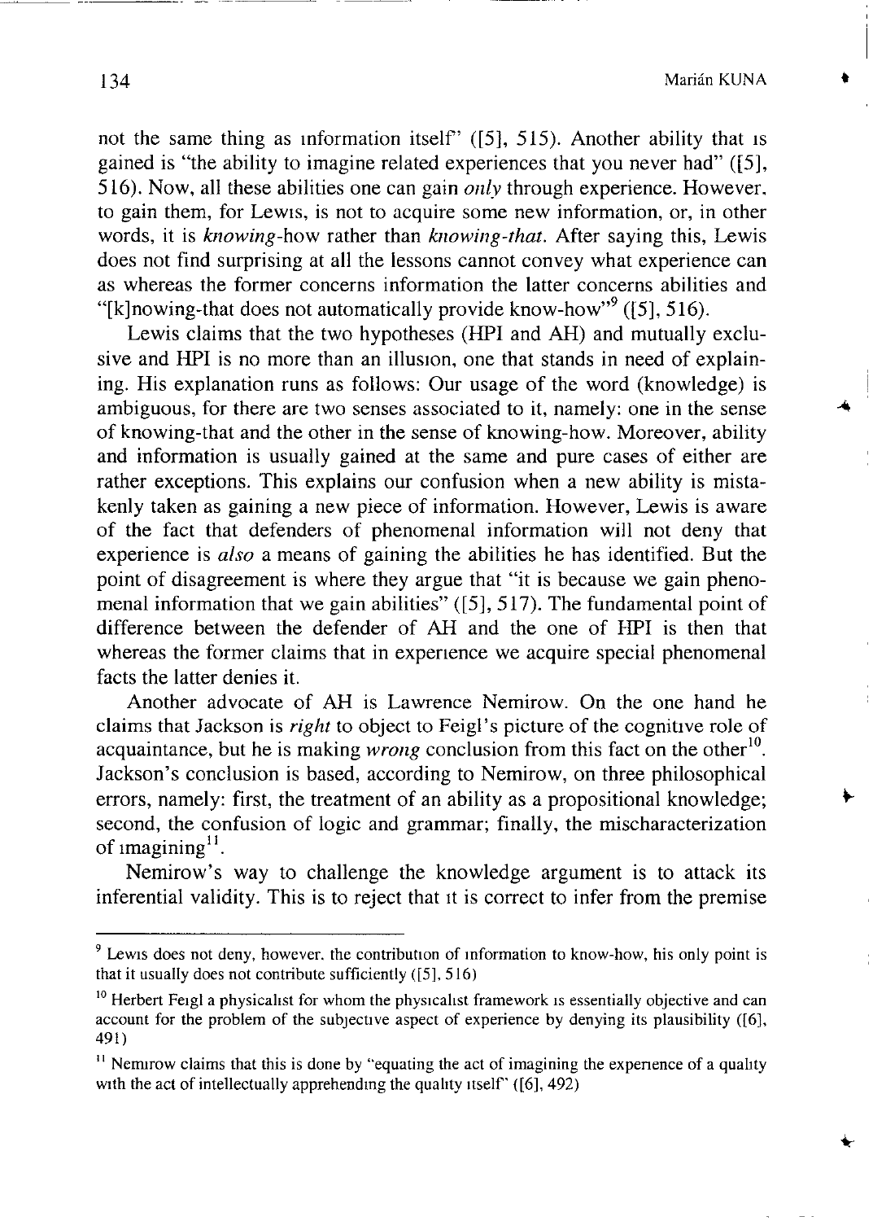not the same thing as information itself" ([5], 515). Another ability that is gained is "the ability to imagine related experiences that you never had" ([5], 516). Now, all these abilities one can gain *only* through experience. However, to gain them, for Lewis, is not to acquire some new information, or, in other words, it is *knowing*-how rather than *knowing-that*. After saying this, Lewis does not find surprising at all the lessons cannot convey what experience can as whereas the former concerns information the latter concerns abilities and "[k]nowing-that does not automatically provide know-how"[9] ([5], 516).

Lewis claims that the two hypotheses (HPI and AH) and mutually exclusive and HPI is no more than an illusion, one that stands in need of explaining. His explanation runs as follows: Our usage of the word (knowledge) is ambiguous, for there are two senses associated to it, namely: one in the sense of knowing-that and the other in the sense of knowing-how. Moreover, ability and information is usually gained at the same and pure cases of either are rather exceptions. This explains our confusion when a new ability is mistakenly taken as gaining a new piece of information. However, Lewis is aware of the fact that defenders of phenomenal information will not deny that experience is *also* a means of gaining the abilities he has identified. But the point of disagreement is where they argue that "it is because we gain phenomenal information that we gain abilities" ([5], 517). The fundamental point of difference between the defender of AH and the one of HPI is then that whereas the former claims that in experience we acquire special phenomenal facts the latter denies it.

Another advocate of AH is Lawrence Nemirow. On the one hand he claims that Jackson is *right* to object to Feigl's picture of the cognitive role of acquaintance, but he is making *wrong* conclusion from this fact on the other[10]. Jackson's conclusion is based, according to Nemirow, on three philosophical errors, namely: first, the treatment of an ability as a propositional knowledge; second, the confusion of logic and grammar; finally, the mischaracterization of imagining[11].

Nemirow's way to challenge the knowledge argument is to attack its inferential validity. This is to reject that it is correct to infer from the premise

---

[9] Lewis does not deny, however, the contribution of information to know-how, his only point is that it usually does not contribute sufficiently ([5], 516)

[10] Herbert Feigl a physicalist for whom the physicalist framework is essentially objective and can account for the problem of the subjective aspect of experience by denying its plausibility ([6], 491)

[11] Nemirow claims that this is done by "equating the act of imagining the experience of a quality with the act of intellectually apprehending the quality itself" ([6], 492)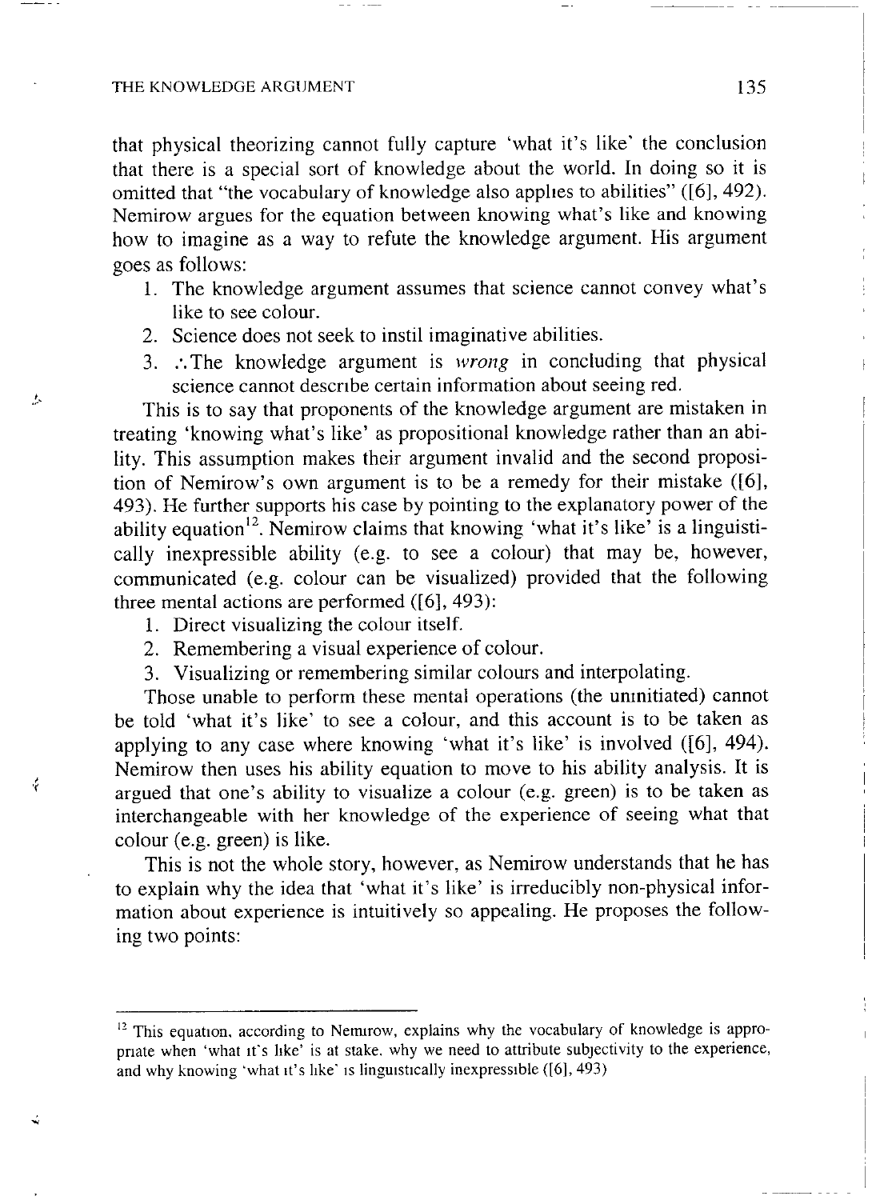that physical theorizing cannot fully capture 'what it's like' the conclusion that there is a special sort of knowledge about the world. In doing so it is omitted that "the vocabulary of knowledge also applies to abilities" ([6], 492). Nemirow argues for the equation between knowing what's like and knowing how to imagine as a way to refute the knowledge argument. His argument goes as follows:

1. The knowledge argument assumes that science cannot convey what's like to see colour.
2. Science does not seek to instil imaginative abilities.
3. ∴The knowledge argument is *wrong* in concluding that physical science cannot describe certain information about seeing red.

This is to say that proponents of the knowledge argument are mistaken in treating 'knowing what's like' as propositional knowledge rather than an ability. This assumption makes their argument invalid and the second proposition of Nemirow's own argument is to be a remedy for their mistake ([6], 493). He further supports his case by pointing to the explanatory power of the ability equation[12]. Nemirow claims that knowing 'what it's like' is a linguistically inexpressible ability (e.g. to see a colour) that may be, however, communicated (e.g. colour can be visualized) provided that the following three mental actions are performed ([6], 493):

1. Direct visualizing the colour itself.
2. Remembering a visual experience of colour.
3. Visualizing or remembering similar colours and interpolating.

Those unable to perform these mental operations (the uninitiated) cannot be told 'what it's like' to see a colour, and this account is to be taken as applying to any case where knowing 'what it's like' is involved ([6], 494). Nemirow then uses his ability equation to move to his ability analysis. It is argued that one's ability to visualize a colour (e.g. green) is to be taken as interchangeable with her knowledge of the experience of seeing what that colour (e.g. green) is like.

This is not the whole story, however, as Nemirow understands that he has to explain why the idea that 'what it's like' is irreducibly non-physical information about experience is intuitively so appealing. He proposes the following two points:

---

[12] This equation, according to Nemirow, explains why the vocabulary of knowledge is appropriate when 'what it's like' is at stake, why we need to attribute subjectivity to the experience, and why knowing 'what it's like' is linguistically inexpressible ([6], 493)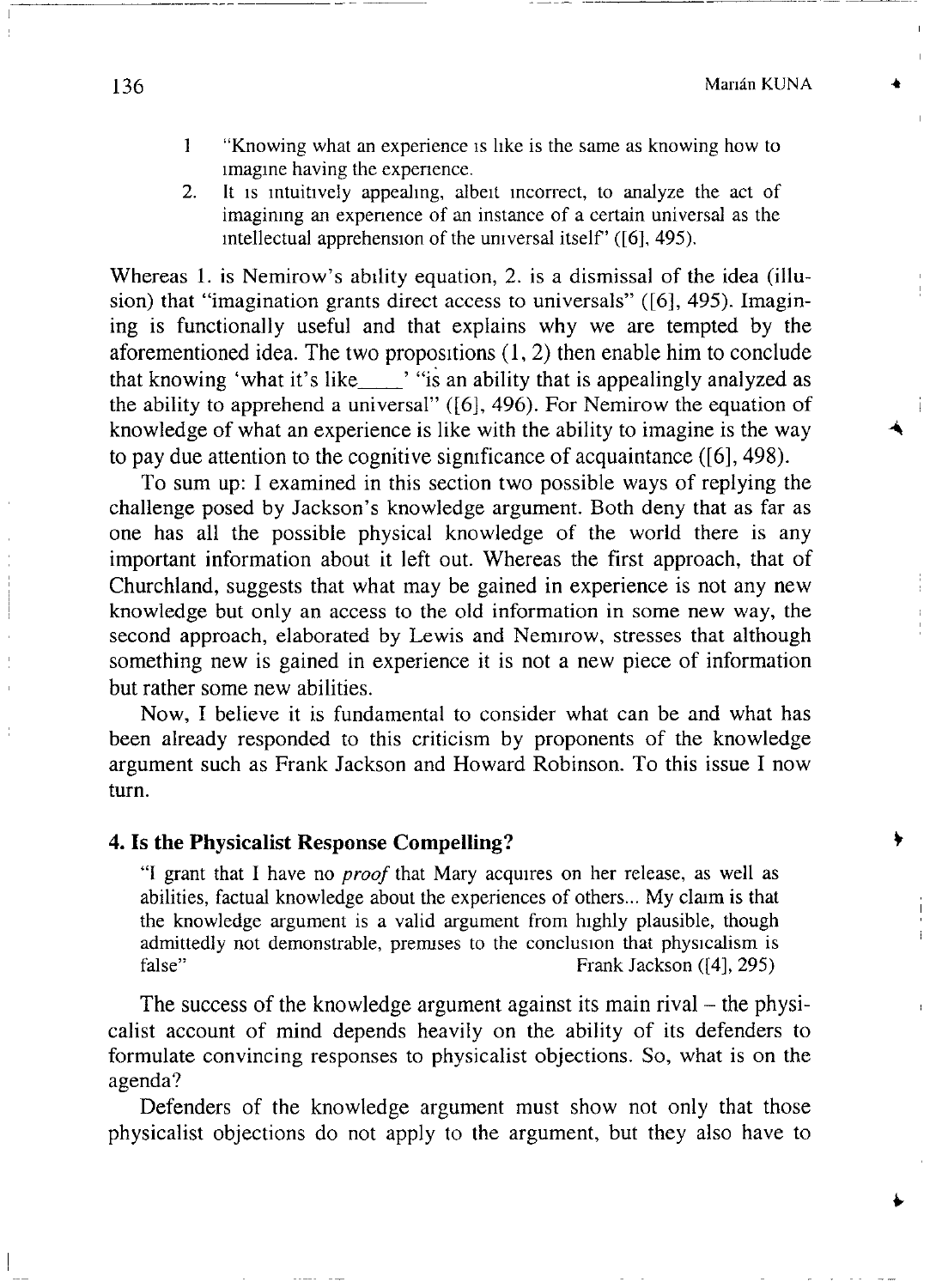1. "Knowing what an experience is like is the same as knowing how to imagine having the experience.
2. It is intuitively appealing, albeit incorrect, to analyze the act of imagining an experience of an instance of a certain universal as the intellectual apprehension of the universal itself" ([6], 495).

Whereas 1. is Nemirow's ability equation, 2. is a dismissal of the idea (illusion) that "imagination grants direct access to universals" ([6], 495). Imagining is functionally useful and that explains why we are tempted by the aforementioned idea. The two propositions (1, 2) then enable him to conclude that knowing 'what it's like\_\_\_\_' "is an ability that is appealingly analyzed as the ability to apprehend a universal" ([6], 496). For Nemirow the equation of knowledge of what an experience is like with the ability to imagine is the way to pay due attention to the cognitive significance of acquaintance ([6], 498).

To sum up: I examined in this section two possible ways of replying the challenge posed by Jackson's knowledge argument. Both deny that as far as one has all the possible physical knowledge of the world there is any important information about it left out. Whereas the first approach, that of Churchland, suggests that what may be gained in experience is not any new knowledge but only an access to the old information in some new way, the second approach, elaborated by Lewis and Nemirow, stresses that although something new is gained in experience it is not a new piece of information but rather some new abilities.

Now, I believe it is fundamental to consider what can be and what has been already responded to this criticism by proponents of the knowledge argument such as Frank Jackson and Howard Robinson. To this issue I now turn.

## 4. Is the Physicalist Response Compelling?

> "I grant that I have no *proof* that Mary acquires on her release, as well as abilities, factual knowledge about the experiences of others... My claim is that the knowledge argument is a valid argument from highly plausible, though admittedly not demonstrable, premises to the conclusion that physicalism is false" Frank Jackson ([4], 295)

The success of the knowledge argument against its main rival – the physicalist account of mind depends heavily on the ability of its defenders to formulate convincing responses to physicalist objections. So, what is on the agenda?

Defenders of the knowledge argument must show not only that those physicalist objections do not apply to the argument, but they also have to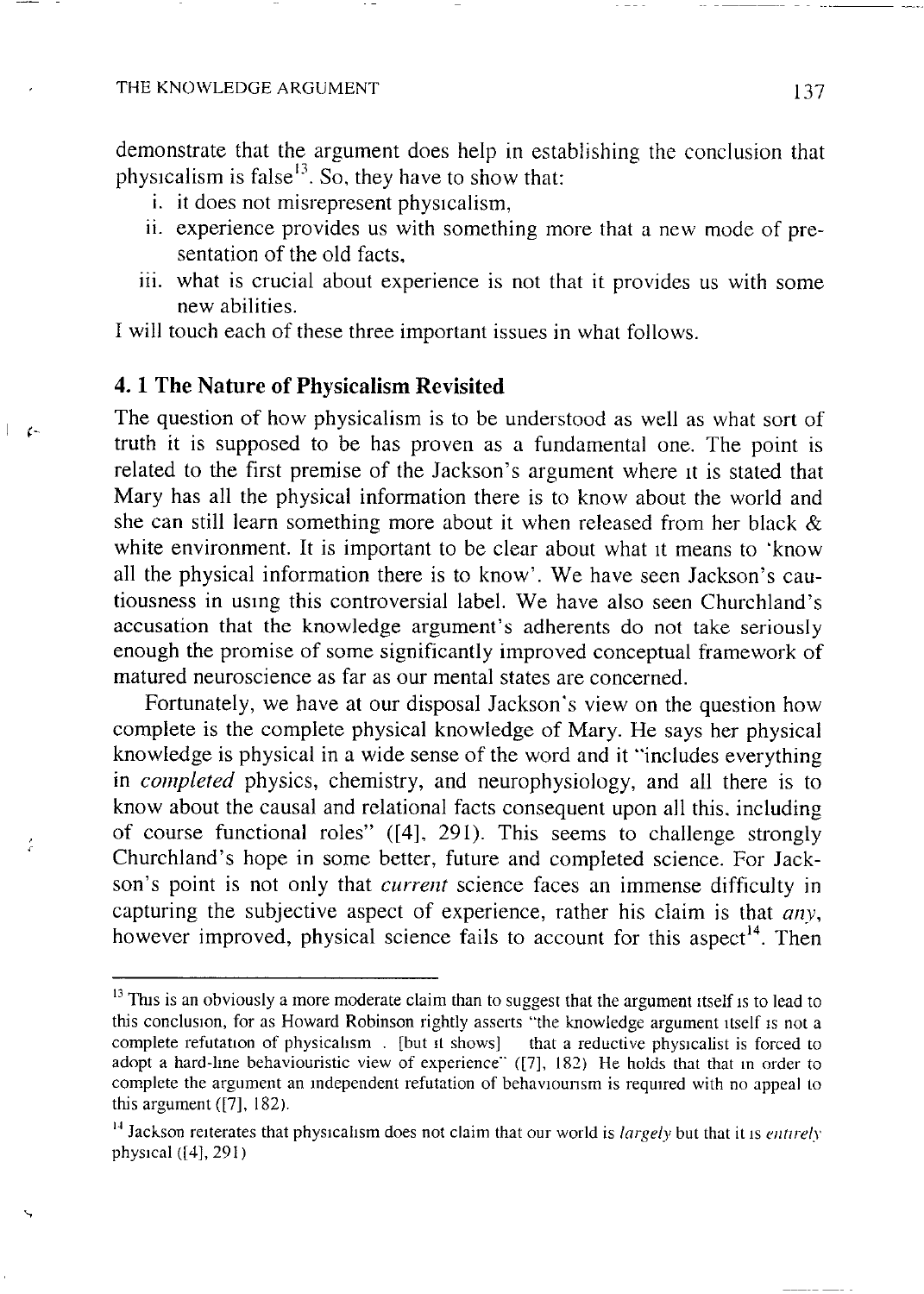demonstrate that the argument does help in establishing the conclusion that physicalism is false[13]. So, they have to show that:

i. it does not misrepresent physicalism,
ii. experience provides us with something more that a new mode of presentation of the old facts,
iii. what is crucial about experience is not that it provides us with some new abilities.

I will touch each of these three important issues in what follows.

## 4. 1 The Nature of Physicalism Revisited

The question of how physicalism is to be understood as well as what sort of truth it is supposed to be has proven as a fundamental one. The point is related to the first premise of the Jackson's argument where it is stated that Mary has all the physical information there is to know about the world and she can still learn something more about it when released from her black & white environment. It is important to be clear about what it means to 'know all the physical information there is to know'. We have seen Jackson's cautiousness in using this controversial label. We have also seen Churchland's accusation that the knowledge argument's adherents do not take seriously enough the promise of some significantly improved conceptual framework of matured neuroscience as far as our mental states are concerned.

Fortunately, we have at our disposal Jackson's view on the question how complete is the complete physical knowledge of Mary. He says her physical knowledge is physical in a wide sense of the word and it "includes everything in *completed* physics, chemistry, and neurophysiology, and all there is to know about the causal and relational facts consequent upon all this, including of course functional roles" ([4], 291). This seems to challenge strongly Churchland's hope in some better, future and completed science. For Jackson's point is not only that *current* science faces an immense difficulty in capturing the subjective aspect of experience, rather his claim is that *any*, however improved, physical science fails to account for this aspect[14]. Then

---

[13] This is an obviously a more moderate claim than to suggest that the argument itself is to lead to this conclusion, for as Howard Robinson rightly asserts "the knowledge argument itself is not a complete refutation of physicalism . [but it shows] that a reductive physicalist is forced to adopt a hard-line behaviouristic view of experience" ([7], 182) He holds that that in order to complete the argument an independent refutation of behaviourism is required with no appeal to this argument ([7], 182).

[14] Jackson reiterates that physicalism does not claim that our world is *largely* but that it is *entirely* physical ([4], 291)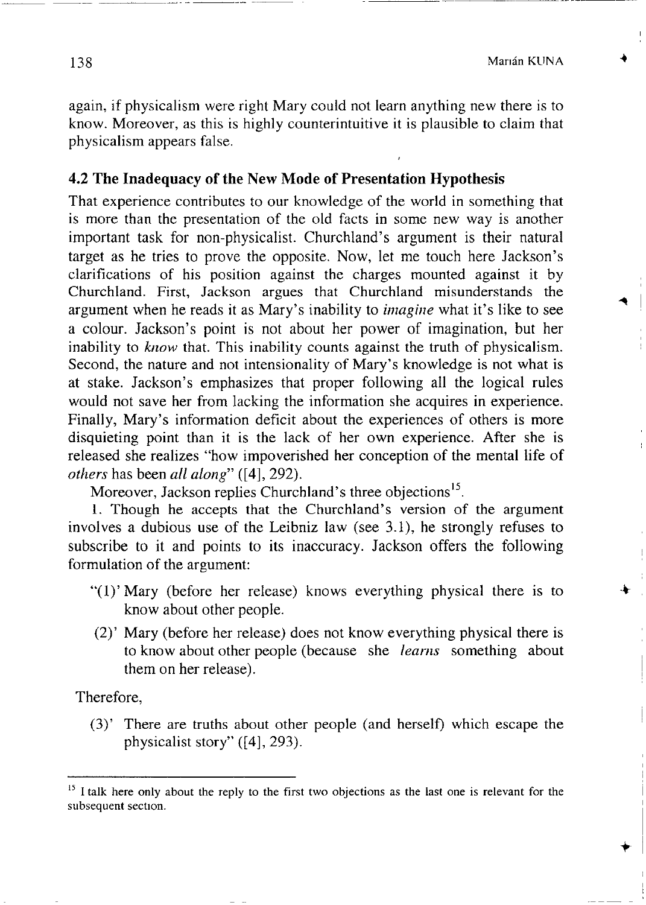again, if physicalism were right Mary could not learn anything new there is to know. Moreover, as this is highly counterintuitive it is plausible to claim that physicalism appears false.

### 4.2 The Inadequacy of the New Mode of Presentation Hypothesis

That experience contributes to our knowledge of the world in something that is more than the presentation of the old facts in some new way is another important task for non-physicalist. Churchland's argument is their natural target as he tries to prove the opposite. Now, let me touch here Jackson's clarifications of his position against the charges mounted against it by Churchland. First, Jackson argues that Churchland misunderstands the argument when he reads it as Mary's inability to *imagine* what it's like to see a colour. Jackson's point is not about her power of imagination, but her inability to *know* that. This inability counts against the truth of physicalism. Second, the nature and not intensionality of Mary's knowledge is not what is at stake. Jackson's emphasizes that proper following all the logical rules would not save her from lacking the information she acquires in experience. Finally, Mary's information deficit about the experiences of others is more disquieting point than it is the lack of her own experience. After she is released she realizes "how impoverished her conception of the mental life of *others* has been *all along*" ([4], 292).

Moreover, Jackson replies Churchland's three objections[15].

1. Though he accepts that the Churchland's version of the argument involves a dubious use of the Leibniz law (see 3.1), he strongly refuses to subscribe to it and points to its inaccuracy. Jackson offers the following formulation of the argument:

> "(1)' Mary (before her release) knows everything physical there is to know about other people.
>
> (2)' Mary (before her release) does not know everything physical there is to know about other people (because she *learns* something about them on her release).

Therefore,

> (3)' There are truths about other people (and herself) which escape the physicalist story" ([4], 293).

---

[15] I talk here only about the reply to the first two objections as the last one is relevant for the subsequent section.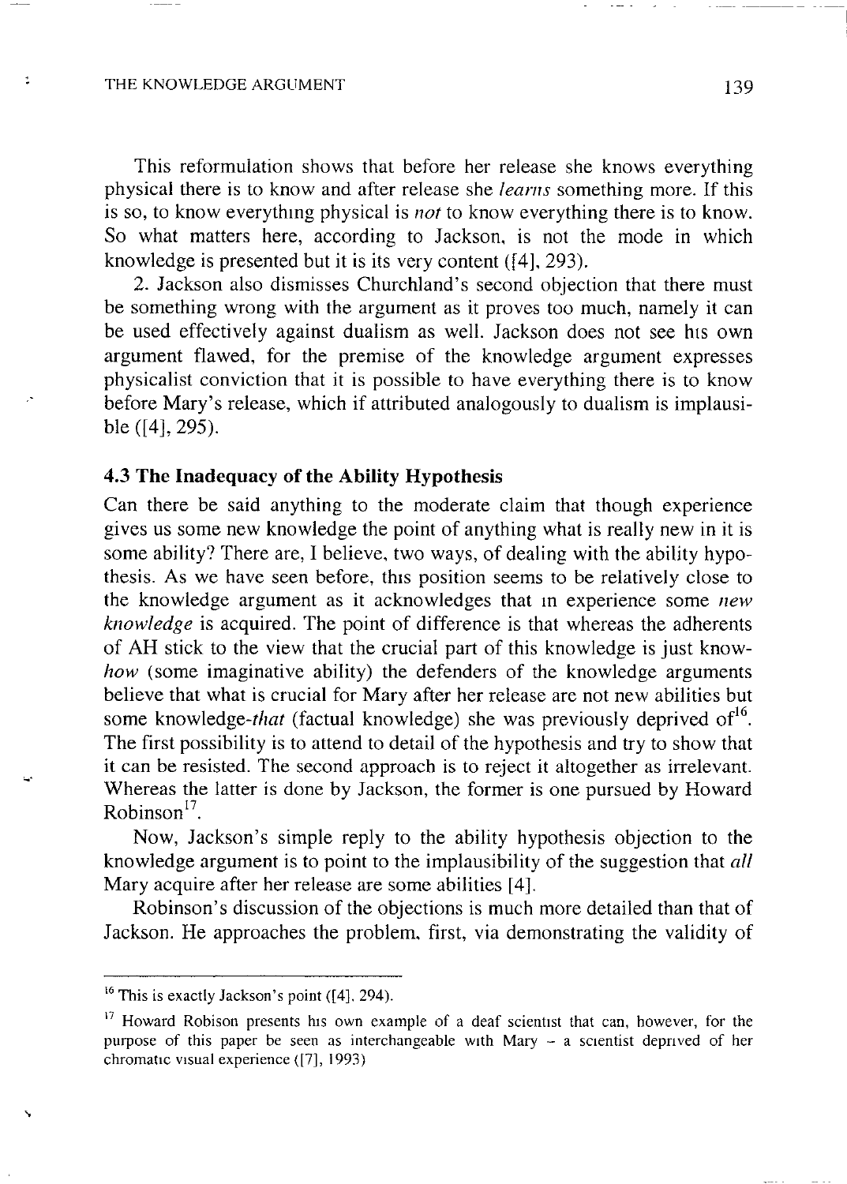This reformulation shows that before her release she knows everything physical there is to know and after release she *learns* something more. If this is so, to know everything physical is *not* to know everything there is to know. So what matters here, according to Jackson, is not the mode in which knowledge is presented but it is its very content ([4], 293).

2. Jackson also dismisses Churchland's second objection that there must be something wrong with the argument as it proves too much, namely it can be used effectively against dualism as well. Jackson does not see his own argument flawed, for the premise of the knowledge argument expresses physicalist conviction that it is possible to have everything there is to know before Mary's release, which if attributed analogously to dualism is implausible ([4], 295).

### 4.3 The Inadequacy of the Ability Hypothesis

Can there be said anything to the moderate claim that though experience gives us some new knowledge the point of anything what is really new in it is some ability? There are, I believe, two ways, of dealing with the ability hypothesis. As we have seen before, this position seems to be relatively close to the knowledge argument as it acknowledges that in experience some *new knowledge* is acquired. The point of difference is that whereas the adherents of AH stick to the view that the crucial part of this knowledge is just know-*how* (some imaginative ability) the defenders of the knowledge arguments believe that what is crucial for Mary after her release are not new abilities but some knowledge-*that* (factual knowledge) she was previously deprived of[16]. The first possibility is to attend to detail of the hypothesis and try to show that it can be resisted. The second approach is to reject it altogether as irrelevant. Whereas the latter is done by Jackson, the former is one pursued by Howard Robinson[17].

Now, Jackson's simple reply to the ability hypothesis objection to the knowledge argument is to point to the implausibility of the suggestion that *all* Mary acquire after her release are some abilities [4].

Robinson's discussion of the objections is much more detailed than that of Jackson. He approaches the problem, first, via demonstrating the validity of

---

[16] This is exactly Jackson's point ([4], 294).

[17] Howard Robison presents his own example of a deaf scientist that can, however, for the purpose of this paper be seen as interchangeable with Mary – a scientist deprived of her chromatic visual experience ([7], 1993)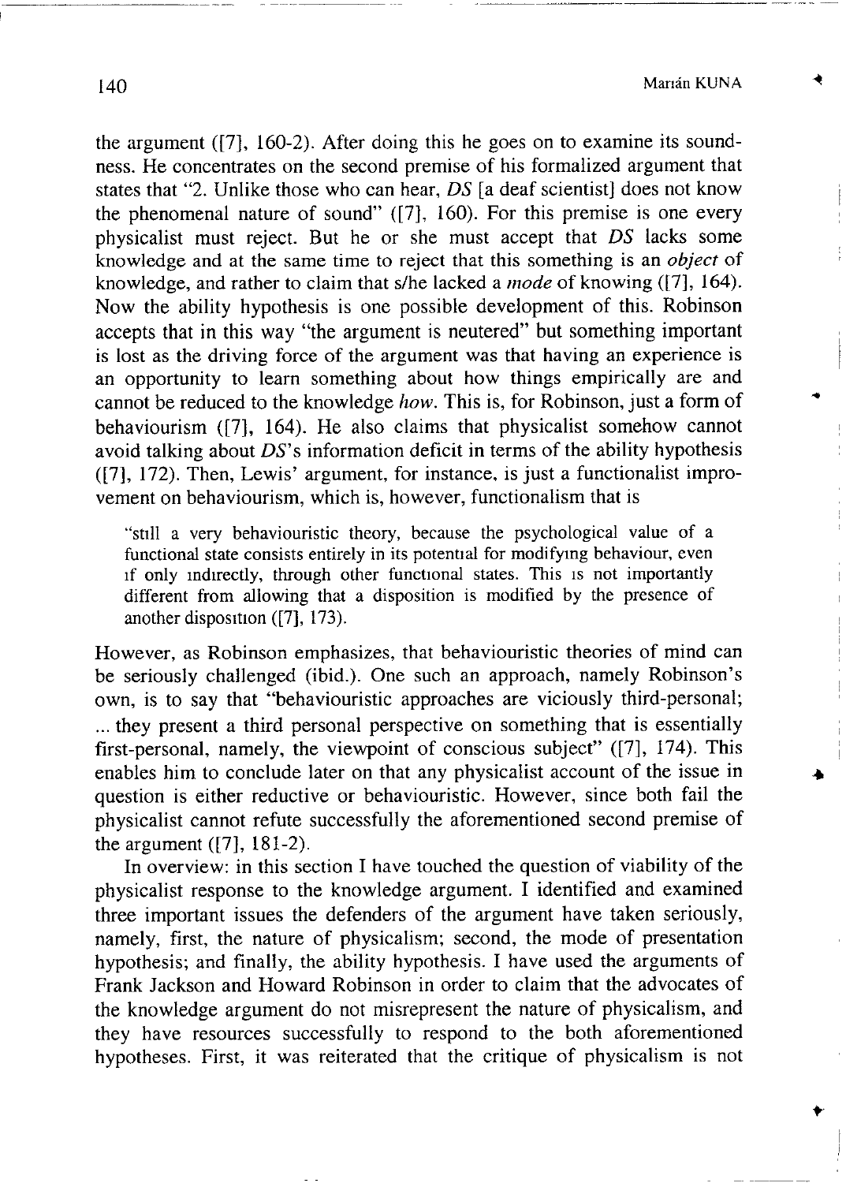the argument ([7], 160-2). After doing this he goes on to examine its soundness. He concentrates on the second premise of his formalized argument that states that "2. Unlike those who can hear, *DS* [a deaf scientist] does not know the phenomenal nature of sound" ([7], 160). For this premise is one every physicalist must reject. But he or she must accept that *DS* lacks some knowledge and at the same time to reject that this something is an *object* of knowledge, and rather to claim that s/he lacked a *mode* of knowing ([7], 164). Now the ability hypothesis is one possible development of this. Robinson accepts that in this way "the argument is neutered" but something important is lost as the driving force of the argument was that having an experience is an opportunity to learn something about how things empirically are and cannot be reduced to the knowledge *how*. This is, for Robinson, just a form of behaviourism ([7], 164). He also claims that physicalist somehow cannot avoid talking about *DS*'s information deficit in terms of the ability hypothesis ([7], 172). Then, Lewis' argument, for instance, is just a functionalist improvement on behaviourism, which is, however, functionalism that is

> "still a very behaviouristic theory, because the psychological value of a functional state consists entirely in its potential for modifying behaviour, even if only indirectly, through other functional states. This is not importantly different from allowing that a disposition is modified by the presence of another disposition ([7], 173).

However, as Robinson emphasizes, that behaviouristic theories of mind can be seriously challenged (ibid.). One such an approach, namely Robinson's own, is to say that "behaviouristic approaches are viciously third-personal; ... they present a third personal perspective on something that is essentially first-personal, namely, the viewpoint of conscious subject" ([7], 174). This enables him to conclude later on that any physicalist account of the issue in question is either reductive or behaviouristic. However, since both fail the physicalist cannot refute successfully the aforementioned second premise of the argument ([7], 181-2).

In overview: in this section I have touched the question of viability of the physicalist response to the knowledge argument. I identified and examined three important issues the defenders of the argument have taken seriously, namely, first, the nature of physicalism; second, the mode of presentation hypothesis; and finally, the ability hypothesis. I have used the arguments of Frank Jackson and Howard Robinson in order to claim that the advocates of the knowledge argument do not misrepresent the nature of physicalism, and they have resources successfully to respond to the both aforementioned hypotheses. First, it was reiterated that the critique of physicalism is not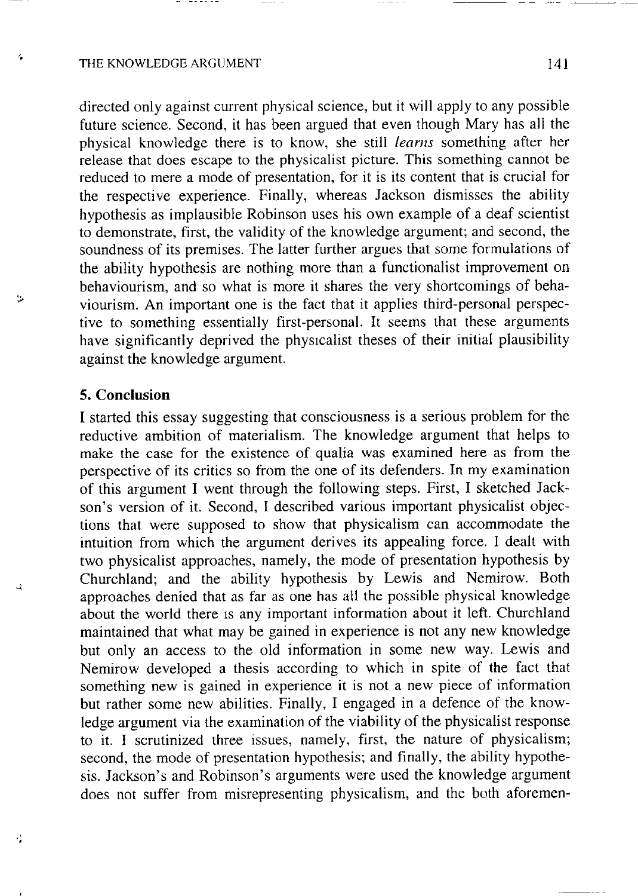directed only against current physical science, but it will apply to any possible future science. Second, it has been argued that even though Mary has all the physical knowledge there is to know, she still *learns* something after her release that does escape to the physicalist picture. This something cannot be reduced to mere a mode of presentation, for it is its content that is crucial for the respective experience. Finally, whereas Jackson dismisses the ability hypothesis as implausible Robinson uses his own example of a deaf scientist to demonstrate, first, the validity of the knowledge argument; and second, the soundness of its premises. The latter further argues that some formulations of the ability hypothesis are nothing more than a functionalist improvement on behaviourism, and so what is more it shares the very shortcomings of behaviourism. An important one is the fact that it applies third-personal perspective to something essentially first-personal. It seems that these arguments have significantly deprived the physicalist theses of their initial plausibility against the knowledge argument.

## 5. Conclusion

I started this essay suggesting that consciousness is a serious problem for the reductive ambition of materialism. The knowledge argument that helps to make the case for the existence of qualia was examined here as from the perspective of its critics so from the one of its defenders. In my examination of this argument I went through the following steps. First, I sketched Jackson's version of it. Second, I described various important physicalist objections that were supposed to show that physicalism can accommodate the intuition from which the argument derives its appealing force. I dealt with two physicalist approaches, namely, the mode of presentation hypothesis by Churchland; and the ability hypothesis by Lewis and Nemirow. Both approaches denied that as far as one has all the possible physical knowledge about the world there is any important information about it left. Churchland maintained that what may be gained in experience is not any new knowledge but only an access to the old information in some new way. Lewis and Nemirow developed a thesis according to which in spite of the fact that something new is gained in experience it is not a new piece of information but rather some new abilities. Finally, I engaged in a defence of the knowledge argument via the examination of the viability of the physicalist response to it. I scrutinized three issues, namely, first, the nature of physicalism; second, the mode of presentation hypothesis; and finally, the ability hypothesis. Jackson's and Robinson's arguments were used the knowledge argument does not suffer from misrepresenting physicalism, and the both aforemen-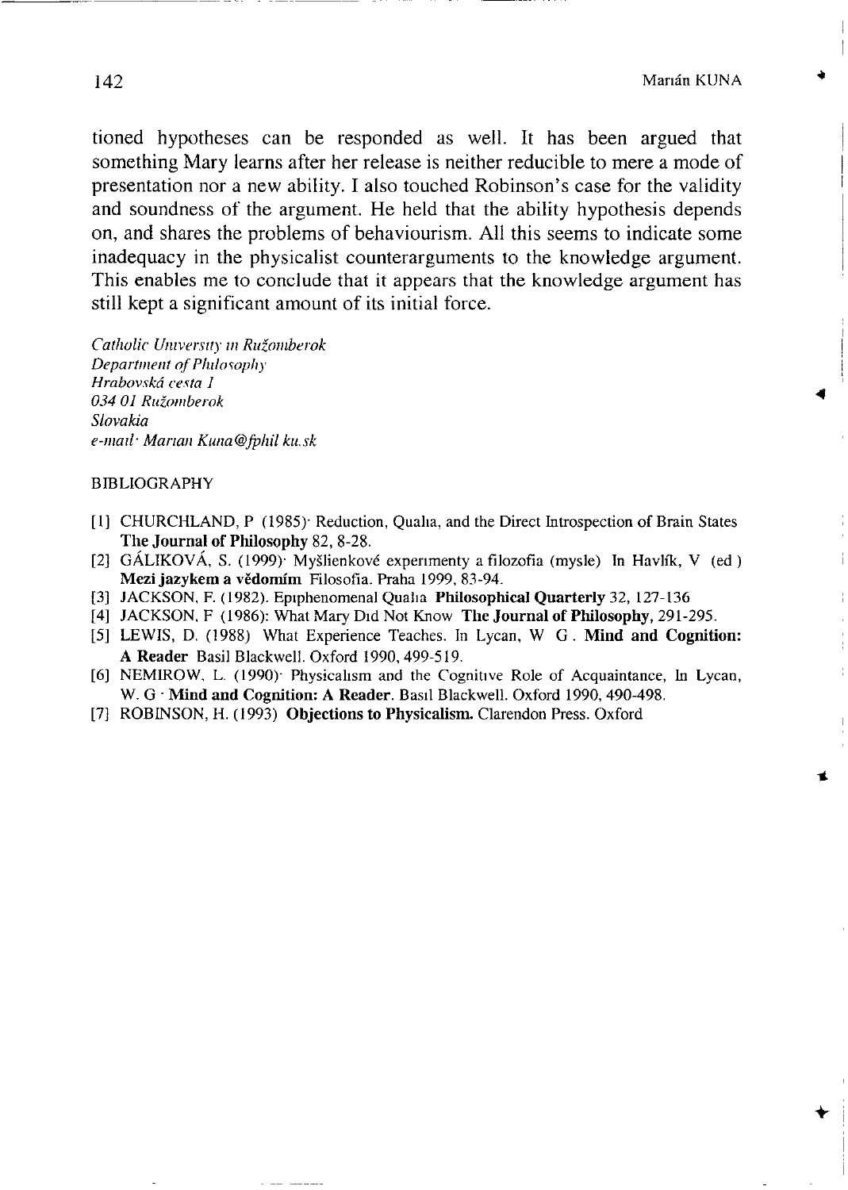tioned hypotheses can be responded as well. It has been argued that something Mary learns after her release is neither reducible to mere a mode of presentation nor a new ability. I also touched Robinson's case for the validity and soundness of the argument. He held that the ability hypothesis depends on, and shares the problems of behaviourism. All this seems to indicate some inadequacy in the physicalist counterarguments to the knowledge argument. This enables me to conclude that it appears that the knowledge argument has still kept a significant amount of its initial force.

*Catholic University in Ružomberok*
*Department of Philosophy*
*Hrabovská cesta 1*
*034 01 Ružomberok*
*Slovakia*
*e-mail: Marian.Kuna@fphil.ku.sk*

BIBLIOGRAPHY

[1] CHURCHLAND, P. (1985): Reduction, Qualia, and the Direct Introspection of Brain States. **The Journal of Philosophy** 82, 8-28.

[2] GÁLIKOVÁ, S. (1999): Myšlienkové experimenty a filozofia (mysle). In Havlík, V. (ed.) **Mezi jazykem a vědomím**. Filosofia. Praha 1999, 83-94.

[3] JACKSON, F. (1982). Epiphenomenal Qualia. **Philosophical Quarterly** 32, 127-136

[4] JACKSON, F. (1986): What Mary Did Not Know. **The Journal of Philosophy**, 291-295.

[5] LEWIS, D. (1988) What Experience Teaches. In Lycan, W. G. **Mind and Cognition: A Reader**. Basil Blackwell. Oxford 1990, 499-519.

[6] NEMIROW, L. (1990): Physicalism and the Cognitive Role of Acquaintance. In Lycan, W. G.: **Mind and Cognition: A Reader**. Basil Blackwell. Oxford 1990, 490-498.

[7] ROBINSON, H. (1993) **Objections to Physicalism.** Clarendon Press. Oxford